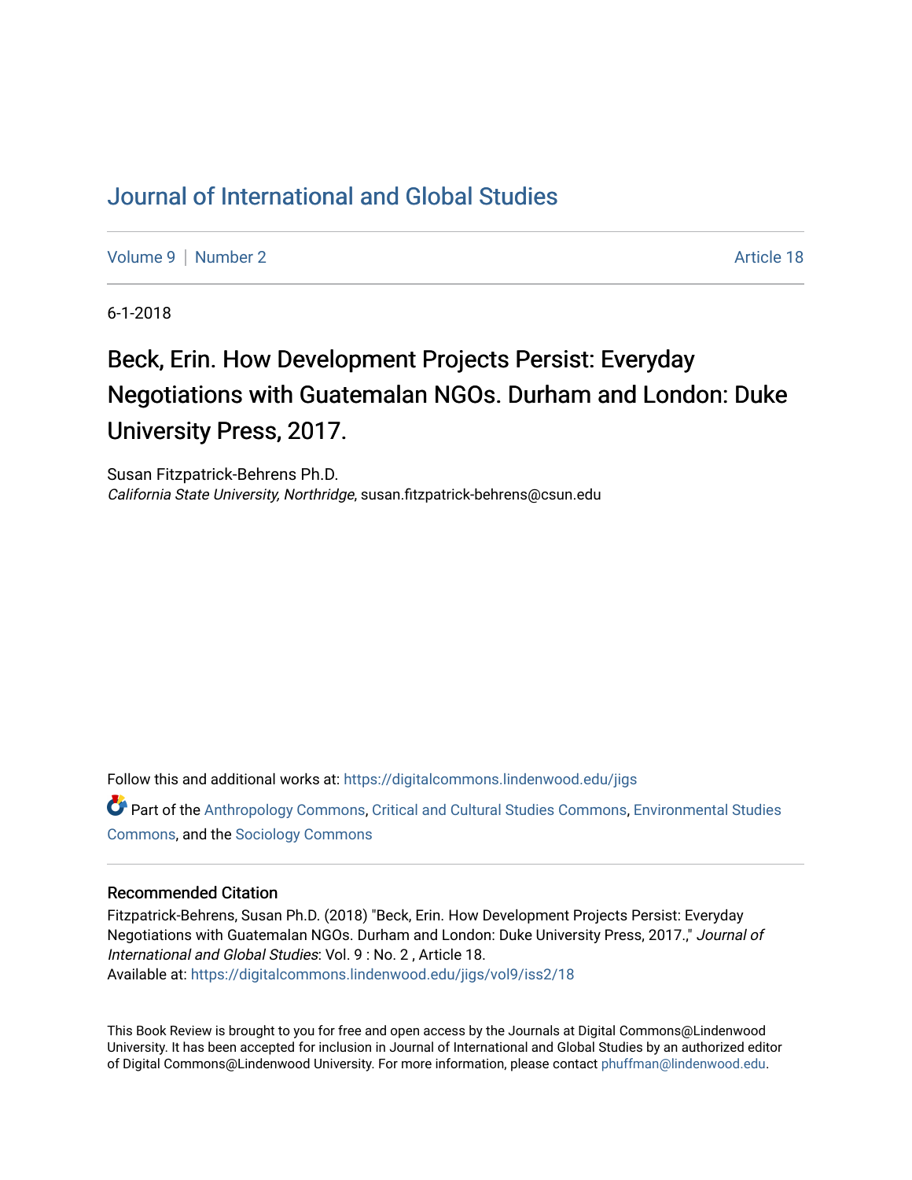# Journal of International and Global Studies

Volume 9 | Number 2 | Article 18

6-1-2018

## Beck, Erin. How Development Projects Persist: Everyday Negotiations with Guatemalan NGOs. Durham and London: Duke University Press, 2017.

Susan Fitzpatrick-Behrens Ph.D.
*California State University, Northridge*, susan.fitzpatrick-behrens@csun.edu

Follow this and additional works at: https://digitalcommons.lindenwood.edu/jigs

Part of the Anthropology Commons, Critical and Cultural Studies Commons, Environmental Studies Commons, and the Sociology Commons

### Recommended Citation

Fitzpatrick-Behrens, Susan Ph.D. (2018) "Beck, Erin. How Development Projects Persist: Everyday Negotiations with Guatemalan NGOs. Durham and London: Duke University Press, 2017.," *Journal of International and Global Studies*: Vol. 9 : No. 2 , Article 18.
Available at: https://digitalcommons.lindenwood.edu/jigs/vol9/iss2/18

This Book Review is brought to you for free and open access by the Journals at Digital Commons@Lindenwood University. It has been accepted for inclusion in Journal of International and Global Studies by an authorized editor of Digital Commons@Lindenwood University. For more information, please contact phuffman@lindenwood.edu.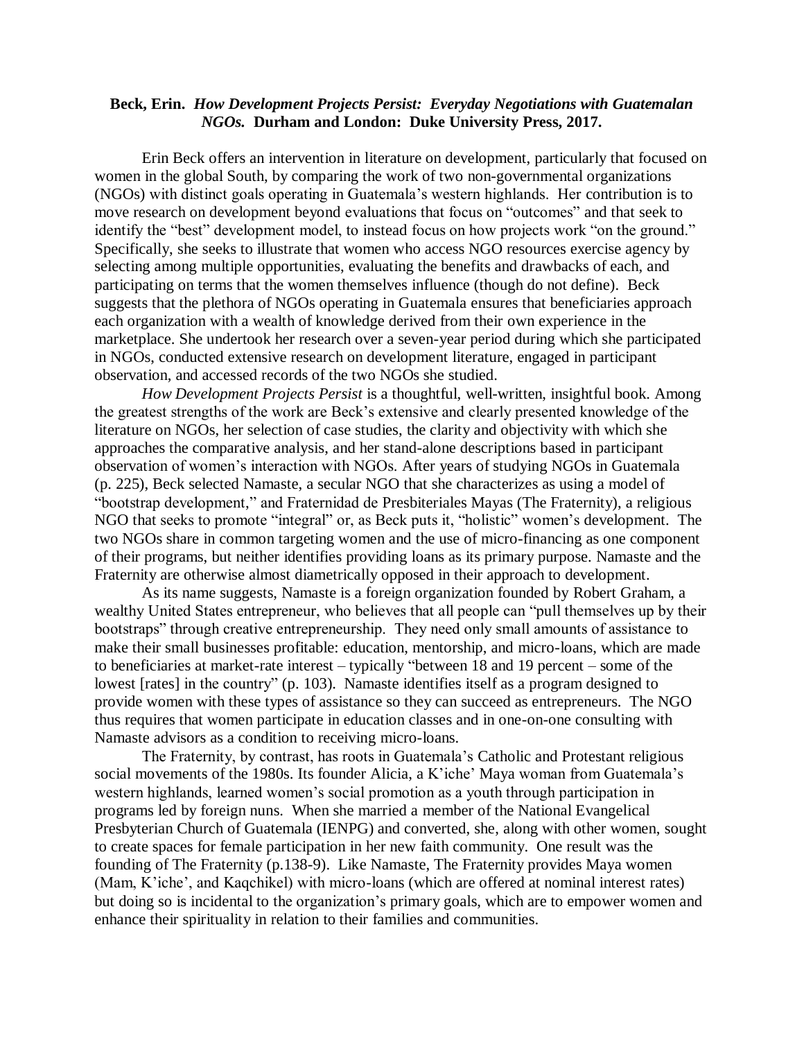**Beck, Erin.** ***How Development Projects Persist: Everyday Negotiations with Guatemalan NGOs.*** **Durham and London: Duke University Press, 2017.**

Erin Beck offers an intervention in literature on development, particularly that focused on women in the global South, by comparing the work of two non-governmental organizations (NGOs) with distinct goals operating in Guatemala's western highlands. Her contribution is to move research on development beyond evaluations that focus on "outcomes" and that seek to identify the "best" development model, to instead focus on how projects work "on the ground." Specifically, she seeks to illustrate that women who access NGO resources exercise agency by selecting among multiple opportunities, evaluating the benefits and drawbacks of each, and participating on terms that the women themselves influence (though do not define). Beck suggests that the plethora of NGOs operating in Guatemala ensures that beneficiaries approach each organization with a wealth of knowledge derived from their own experience in the marketplace. She undertook her research over a seven-year period during which she participated in NGOs, conducted extensive research on development literature, engaged in participant observation, and accessed records of the two NGOs she studied.

*How Development Projects Persist* is a thoughtful, well-written, insightful book. Among the greatest strengths of the work are Beck's extensive and clearly presented knowledge of the literature on NGOs, her selection of case studies, the clarity and objectivity with which she approaches the comparative analysis, and her stand-alone descriptions based in participant observation of women's interaction with NGOs. After years of studying NGOs in Guatemala (p. 225), Beck selected Namaste, a secular NGO that she characterizes as using a model of "bootstrap development," and Fraternidad de Presbiteriales Mayas (The Fraternity), a religious NGO that seeks to promote "integral" or, as Beck puts it, "holistic" women's development. The two NGOs share in common targeting women and the use of micro-financing as one component of their programs, but neither identifies providing loans as its primary purpose. Namaste and the Fraternity are otherwise almost diametrically opposed in their approach to development.

As its name suggests, Namaste is a foreign organization founded by Robert Graham, a wealthy United States entrepreneur, who believes that all people can "pull themselves up by their bootstraps" through creative entrepreneurship. They need only small amounts of assistance to make their small businesses profitable: education, mentorship, and micro-loans, which are made to beneficiaries at market-rate interest – typically "between 18 and 19 percent – some of the lowest [rates] in the country" (p. 103). Namaste identifies itself as a program designed to provide women with these types of assistance so they can succeed as entrepreneurs. The NGO thus requires that women participate in education classes and in one-on-one consulting with Namaste advisors as a condition to receiving micro-loans.

The Fraternity, by contrast, has roots in Guatemala's Catholic and Protestant religious social movements of the 1980s. Its founder Alicia, a K'iche' Maya woman from Guatemala's western highlands, learned women's social promotion as a youth through participation in programs led by foreign nuns. When she married a member of the National Evangelical Presbyterian Church of Guatemala (IENPG) and converted, she, along with other women, sought to create spaces for female participation in her new faith community. One result was the founding of The Fraternity (p.138-9). Like Namaste, The Fraternity provides Maya women (Mam, K'iche', and Kaqchikel) with micro-loans (which are offered at nominal interest rates) but doing so is incidental to the organization's primary goals, which are to empower women and enhance their spirituality in relation to their families and communities.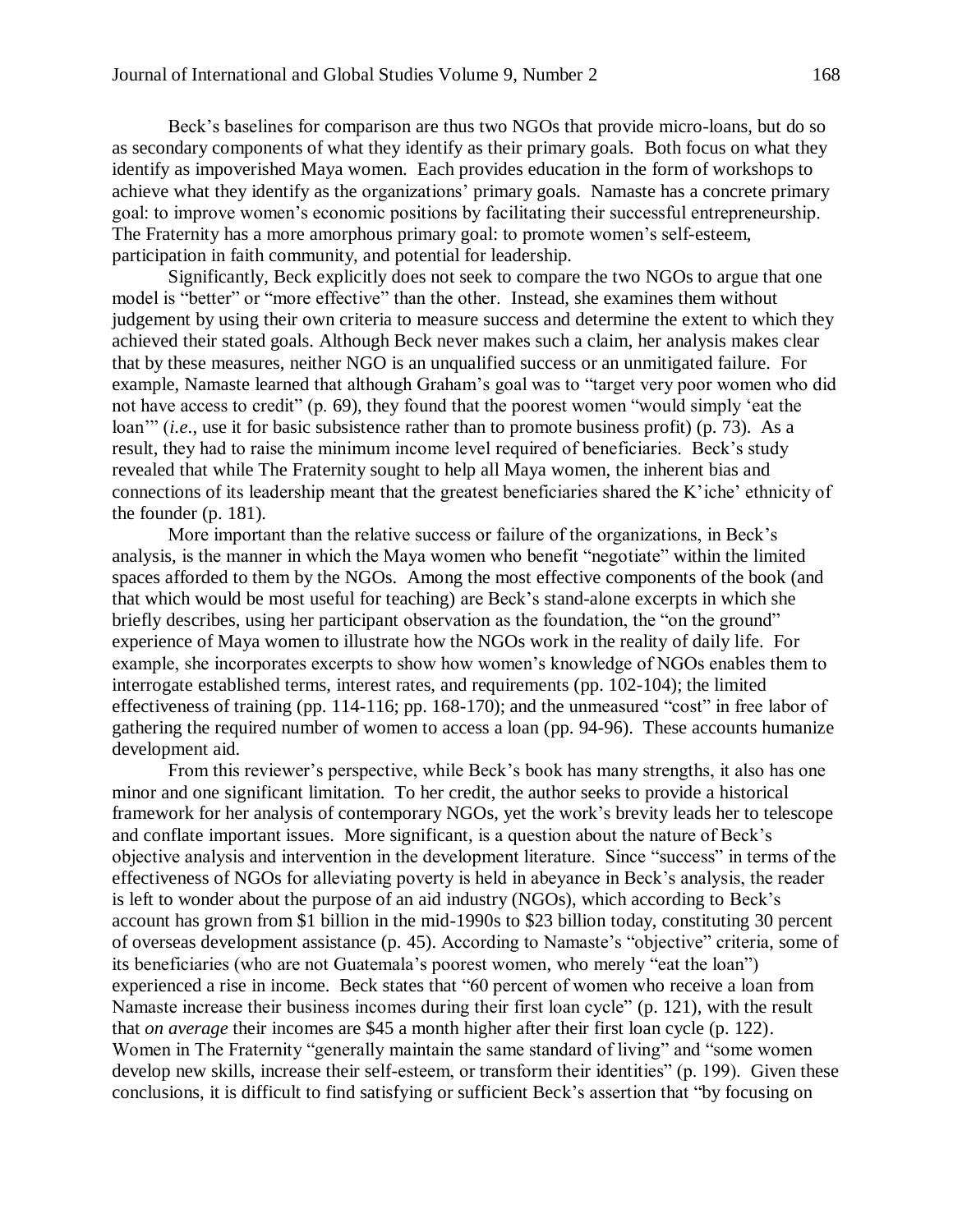Beck's baselines for comparison are thus two NGOs that provide micro-loans, but do so as secondary components of what they identify as their primary goals. Both focus on what they identify as impoverished Maya women. Each provides education in the form of workshops to achieve what they identify as the organizations' primary goals. Namaste has a concrete primary goal: to improve women's economic positions by facilitating their successful entrepreneurship. The Fraternity has a more amorphous primary goal: to promote women's self-esteem, participation in faith community, and potential for leadership.

Significantly, Beck explicitly does not seek to compare the two NGOs to argue that one model is "better" or "more effective" than the other. Instead, she examines them without judgement by using their own criteria to measure success and determine the extent to which they achieved their stated goals. Although Beck never makes such a claim, her analysis makes clear that by these measures, neither NGO is an unqualified success or an unmitigated failure. For example, Namaste learned that although Graham's goal was to "target very poor women who did not have access to credit" (p. 69), they found that the poorest women "would simply 'eat the loan'" (*i.e.*, use it for basic subsistence rather than to promote business profit) (p. 73). As a result, they had to raise the minimum income level required of beneficiaries. Beck's study revealed that while The Fraternity sought to help all Maya women, the inherent bias and connections of its leadership meant that the greatest beneficiaries shared the K'iche' ethnicity of the founder (p. 181).

More important than the relative success or failure of the organizations, in Beck's analysis, is the manner in which the Maya women who benefit "negotiate" within the limited spaces afforded to them by the NGOs. Among the most effective components of the book (and that which would be most useful for teaching) are Beck's stand-alone excerpts in which she briefly describes, using her participant observation as the foundation, the "on the ground" experience of Maya women to illustrate how the NGOs work in the reality of daily life. For example, she incorporates excerpts to show how women's knowledge of NGOs enables them to interrogate established terms, interest rates, and requirements (pp. 102-104); the limited effectiveness of training (pp. 114-116; pp. 168-170); and the unmeasured "cost" in free labor of gathering the required number of women to access a loan (pp. 94-96). These accounts humanize development aid.

From this reviewer's perspective, while Beck's book has many strengths, it also has one minor and one significant limitation. To her credit, the author seeks to provide a historical framework for her analysis of contemporary NGOs, yet the work's brevity leads her to telescope and conflate important issues. More significant, is a question about the nature of Beck's objective analysis and intervention in the development literature. Since "success" in terms of the effectiveness of NGOs for alleviating poverty is held in abeyance in Beck's analysis, the reader is left to wonder about the purpose of an aid industry (NGOs), which according to Beck's account has grown from $1 billion in the mid-1990s to $23 billion today, constituting 30 percent of overseas development assistance (p. 45). According to Namaste's "objective" criteria, some of its beneficiaries (who are not Guatemala's poorest women, who merely "eat the loan") experienced a rise in income. Beck states that "60 percent of women who receive a loan from Namaste increase their business incomes during their first loan cycle" (p. 121), with the result that *on average* their incomes are $45 a month higher after their first loan cycle (p. 122). Women in The Fraternity "generally maintain the same standard of living" and "some women develop new skills, increase their self-esteem, or transform their identities" (p. 199). Given these conclusions, it is difficult to find satisfying or sufficient Beck's assertion that "by focusing on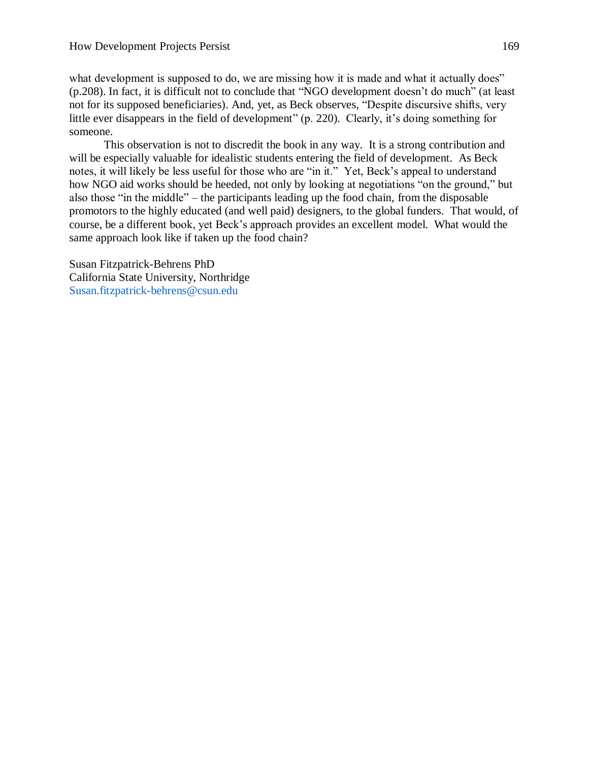what development is supposed to do, we are missing how it is made and what it actually does" (p.208). In fact, it is difficult not to conclude that "NGO development doesn't do much" (at least not for its supposed beneficiaries). And, yet, as Beck observes, "Despite discursive shifts, very little ever disappears in the field of development" (p. 220). Clearly, it's doing something for someone.

This observation is not to discredit the book in any way. It is a strong contribution and will be especially valuable for idealistic students entering the field of development. As Beck notes, it will likely be less useful for those who are "in it." Yet, Beck's appeal to understand how NGO aid works should be heeded, not only by looking at negotiations "on the ground," but also those "in the middle" – the participants leading up the food chain, from the disposable promotors to the highly educated (and well paid) designers, to the global funders. That would, of course, be a different book, yet Beck's approach provides an excellent model. What would the same approach look like if taken up the food chain?

Susan Fitzpatrick-Behrens PhD
California State University, Northridge
Susan.fitzpatrick-behrens@csun.edu